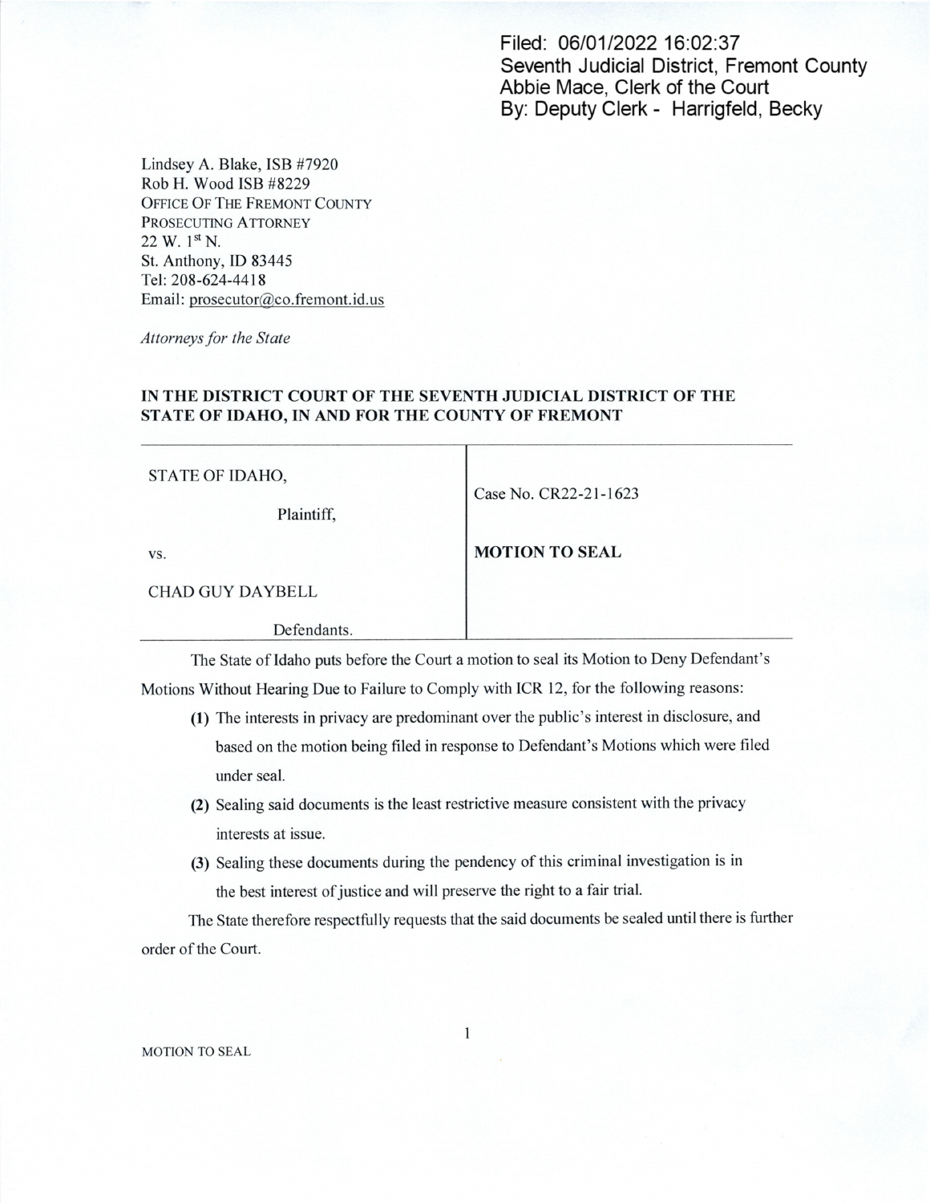Filed: 06/01/2022 16:02:37
Seventh Judicial District, Fremont County
Abbie Mace, Clerk of the Court
By: Deputy Clerk - Harrigfeld, Becky

Lindsey A. Blake, ISB #7920
Rob H. Wood ISB #8229
OFFICE OF THE FREMONT COUNTY
PROSECUTING ATTORNEY
22 W. 1st N.
St. Anthony, ID 83445
Tel: 208-624-4418
Email: prosecutor@co.fremont.id.us

*Attorneys for the State*

**IN THE DISTRICT COURT OF THE SEVENTH JUDICIAL DISTRICT OF THE STATE OF IDAHO, IN AND FOR THE COUNTY OF FREMONT**

| | |
|---|---|
| STATE OF IDAHO,<br><br>Plaintiff,<br><br>vs.<br><br>CHAD GUY DAYBELL<br><br>Defendants. | Case No. CR22-21-1623<br><br>**MOTION TO SEAL** |

The State of Idaho puts before the Court a motion to seal its Motion to Deny Defendant's Motions Without Hearing Due to Failure to Comply with ICR 12, for the following reasons:

**(1)** The interests in privacy are predominant over the public's interest in disclosure, and based on the motion being filed in response to Defendant's Motions which were filed under seal.

**(2)** Sealing said documents is the least restrictive measure consistent with the privacy interests at issue.

**(3)** Sealing these documents during the pendency of this criminal investigation is in the best interest of justice and will preserve the right to a fair trial.

The State therefore respectfully requests that the said documents be sealed until there is further order of the Court.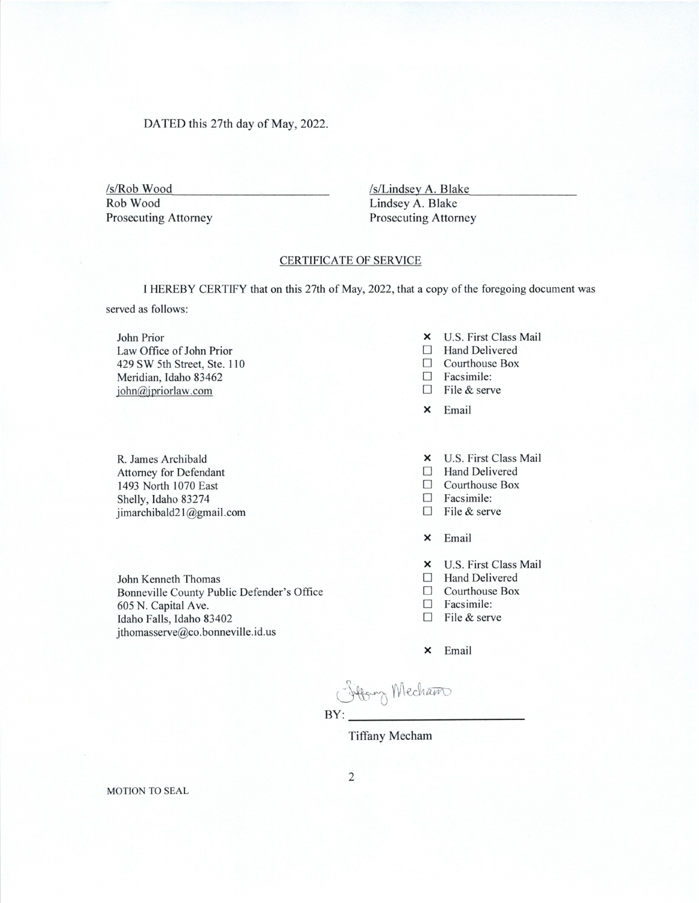DATED this 27th day of May, 2022.

/s/Rob Wood
Rob Wood
Prosecuting Attorney

/s/Lindsey A. Blake
Lindsey A. Blake
Prosecuting Attorney

## CERTIFICATE OF SERVICE

I HEREBY CERTIFY that on this 27th of May, 2022, that a copy of the foregoing document was served as follows:

| | |
|---|---|
| John Prior<br>Law Office of John Prior<br>429 SW 5th Street, Ste. 110<br>Meridian, Idaho 83462<br>john@jpriorlaw.com | ✕ U.S. First Class Mail<br>☐ Hand Delivered<br>☐ Courthouse Box<br>☐ Facsimile:<br>☐ File & serve<br>✕ Email |
| R. James Archibald<br>Attorney for Defendant<br>1493 North 1070 East<br>Shelly, Idaho 83274<br>jimarchibald21@gmail.com | ✕ U.S. First Class Mail<br>☐ Hand Delivered<br>☐ Courthouse Box<br>☐ Facsimile:<br>☐ File & serve<br>✕ Email |
| John Kenneth Thomas<br>Bonneville County Public Defender's Office<br>605 N. Capital Ave.<br>Idaho Falls, Idaho 83402<br>jthomasserve@co.bonneville.id.us | ✕ U.S. First Class Mail<br>☐ Hand Delivered<br>☐ Courthouse Box<br>☐ Facsimile:<br>☐ File & serve<br>✕ Email |

BY: Tiffany Mecham

Tiffany Mecham

MOTION TO SEAL